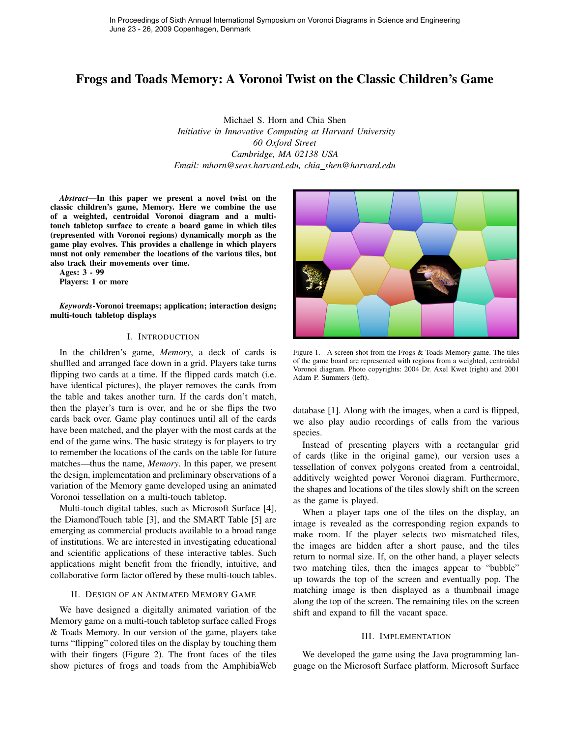In Proceedings of Sixth Annual International Symposium on Voronoi Diagrams in Science and Engineering
June 23 - 26, 2009 Copenhagen, Denmark

# Frogs and Toads Memory: A Voronoi Twist on the Classic Children's Game

Michael S. Horn and Chia Shen
*Initiative in Innovative Computing at Harvard University*
*60 Oxford Street*
*Cambridge, MA 02138 USA*
*Email: mhorn@seas.harvard.edu, chia_shen@harvard.edu*

***Abstract*—In this paper we present a novel twist on the classic children's game, Memory. Here we combine the use of a weighted, centroidal Voronoi diagram and a multi-touch tabletop surface to create a board game in which tiles (represented with Voronoi regions) dynamically morph as the game play evolves. This provides a challenge in which players must not only remember the locations of the various tiles, but also track their movements over time.**
**Ages: 3 - 99**
**Players: 1 or more**

***Keywords*-Voronoi treemaps; application; interaction design; multi-touch tabletop displays**

## I. Introduction

In the children's game, *Memory*, a deck of cards is shuffled and arranged face down in a grid. Players take turns flipping two cards at a time. If the flipped cards match (i.e. have identical pictures), the player removes the cards from the table and takes another turn. If the cards don't match, then the player's turn is over, and he or she flips the two cards back over. Game play continues until all of the cards have been matched, and the player with the most cards at the end of the game wins. The basic strategy is for players to try to remember the locations of the cards on the table for future matches—thus the name, *Memory*. In this paper, we present the design, implementation and preliminary observations of a variation of the Memory game developed using an animated Voronoi tessellation on a multi-touch tabletop.

Multi-touch digital tables, such as Microsoft Surface [4], the DiamondTouch table [3], and the SMART Table [5] are emerging as commercial products available to a broad range of institutions. We are interested in investigating educational and scientific applications of these interactive tables. Such applications might benefit from the friendly, intuitive, and collaborative form factor offered by these multi-touch tables.

## II. Design of an Animated Memory Game

We have designed a digitally animated variation of the Memory game on a multi-touch tabletop surface called Frogs & Toads Memory. In our version of the game, players take turns "flipping" colored tiles on the display by touching them with their fingers (Figure 2). The front faces of the tiles show pictures of frogs and toads from the AmphibiaWeb database [1]. Along with the images, when a card is flipped, we also play audio recordings of calls from the various species.

Figure 1. A screen shot from the Frogs & Toads Memory game. The tiles of the game board are represented with regions from a weighted, centroidal Voronoi diagram. Photo copyrights: 2004 Dr. Axel Kwet (right) and 2001 Adam P. Summers (left).

Instead of presenting players with a rectangular grid of cards (like in the original game), our version uses a tessellation of convex polygons created from a centroidal, additively weighted power Voronoi diagram. Furthermore, the shapes and locations of the tiles slowly shift on the screen as the game is played.

When a player taps one of the tiles on the display, an image is revealed as the corresponding region expands to make room. If the player selects two mismatched tiles, the images are hidden after a short pause, and the tiles return to normal size. If, on the other hand, a player selects two matching tiles, then the images appear to "bubble" up towards the top of the screen and eventually pop. The matching image is then displayed as a thumbnail image along the top of the screen. The remaining tiles on the screen shift and expand to fill the vacant space.

## III. Implementation

We developed the game using the Java programming language on the Microsoft Surface platform. Microsoft Surface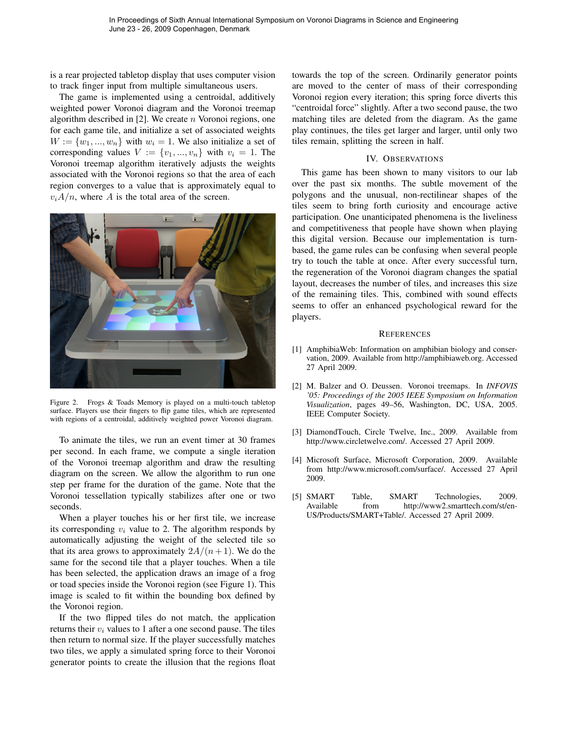is a rear projected tabletop display that uses computer vision to track finger input from multiple simultaneous users.

The game is implemented using a centroidal, additively weighted power Voronoi diagram and the Voronoi treemap algorithm described in [2]. We create $n$ Voronoi regions, one for each game tile, and initialize a set of associated weights $W := \{w_1, ..., w_n\}$ with $w_i = 1$. We also initialize a set of corresponding values $V := \{v_1, ..., v_n\}$ with $v_i = 1$. The Voronoi treemap algorithm iteratively adjusts the weights associated with the Voronoi regions so that the area of each region converges to a value that is approximately equal to $v_i A/n$, where $A$ is the total area of the screen.

Figure 2. Frogs & Toads Memory is played on a multi-touch tabletop surface. Players use their fingers to flip game tiles, which are represented with regions of a centroidal, additively weighted power Voronoi diagram.

To animate the tiles, we run an event timer at 30 frames per second. In each frame, we compute a single iteration of the Voronoi treemap algorithm and draw the resulting diagram on the screen. We allow the algorithm to run one step per frame for the duration of the game. Note that the Voronoi tessellation typically stabilizes after one or two seconds.

When a player touches his or her first tile, we increase its corresponding $v_i$ value to 2. The algorithm responds by automatically adjusting the weight of the selected tile so that its area grows to approximately $2A/(n+1)$. We do the same for the second tile that a player touches. When a tile has been selected, the application draws an image of a frog or toad species inside the Voronoi region (see Figure 1). This image is scaled to fit within the bounding box defined by the Voronoi region.

If the two flipped tiles do not match, the application returns their $v_i$ values to 1 after a one second pause. The tiles then return to normal size. If the player successfully matches two tiles, we apply a simulated spring force to their Voronoi generator points to create the illusion that the regions float towards the top of the screen. Ordinarily generator points are moved to the center of mass of their corresponding Voronoi region every iteration; this spring force diverts this "centroidal force" slightly. After a two second pause, the two matching tiles are deleted from the diagram. As the game play continues, the tiles get larger and larger, until only two tiles remain, splitting the screen in half.

## IV. Observations

This game has been shown to many visitors to our lab over the past six months. The subtle movement of the polygons and the unusual, non-rectilinear shapes of the tiles seem to bring forth curiosity and encourage active participation. One unanticipated phenomena is the liveliness and competitiveness that people have shown when playing this digital version. Because our implementation is turn-based, the game rules can be confusing when several people try to touch the table at once. After every successful turn, the regeneration of the Voronoi diagram changes the spatial layout, decreases the number of tiles, and increases this size of the remaining tiles. This, combined with sound effects seems to offer an enhanced psychological reward for the players.

## References

[1] AmphibiaWeb: Information on amphibian biology and conservation, 2009. Available from http://amphibiaweb.org. Accessed 27 April 2009.

[2] M. Balzer and O. Deussen. Voronoi treemaps. In *INFOVIS '05: Proceedings of the 2005 IEEE Symposium on Information Visualization*, pages 49–56, Washington, DC, USA, 2005. IEEE Computer Society.

[3] DiamondTouch, Circle Twelve, Inc., 2009. Available from http://www.circletwelve.com/. Accessed 27 April 2009.

[4] Microsoft Surface, Microsoft Corporation, 2009. Available from http://www.microsoft.com/surface/. Accessed 27 April 2009.

[5] SMART Table, SMART Technologies, 2009. Available from http://www2.smarttech.com/st/en-US/Products/SMART+Table/. Accessed 27 April 2009.